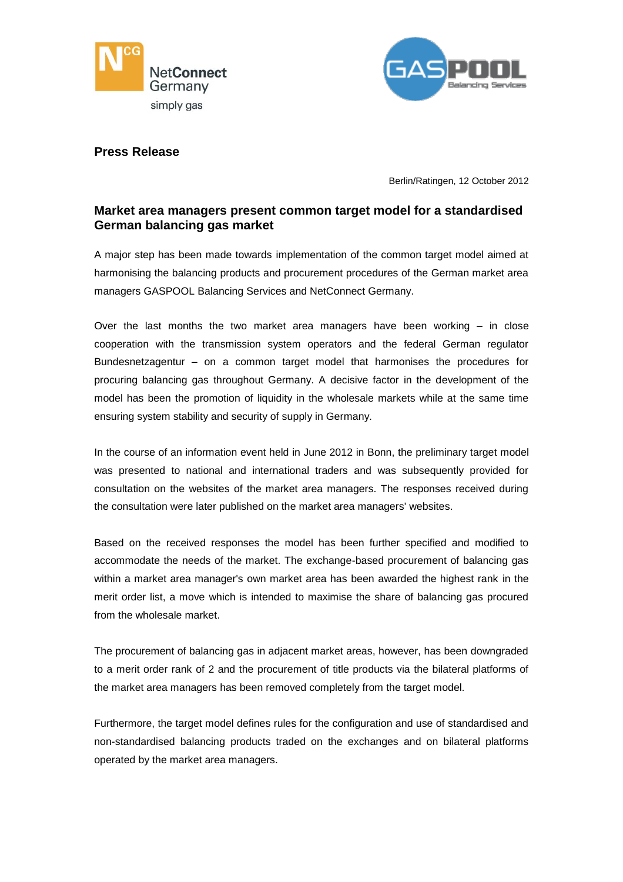**Press Release**

Berlin/Ratingen, 12 October 2012

## Market area managers present common target model for a standardised German balancing gas market

A major step has been made towards implementation of the common target model aimed at harmonising the balancing products and procurement procedures of the German market area managers GASPOOL Balancing Services and NetConnect Germany.

Over the last months the two market area managers have been working – in close cooperation with the transmission system operators and the federal German regulator Bundesnetzagentur – on a common target model that harmonises the procedures for procuring balancing gas throughout Germany. A decisive factor in the development of the model has been the promotion of liquidity in the wholesale markets while at the same time ensuring system stability and security of supply in Germany.

In the course of an information event held in June 2012 in Bonn, the preliminary target model was presented to national and international traders and was subsequently provided for consultation on the websites of the market area managers. The responses received during the consultation were later published on the market area managers' websites.

Based on the received responses the model has been further specified and modified to accommodate the needs of the market. The exchange-based procurement of balancing gas within a market area manager's own market area has been awarded the highest rank in the merit order list, a move which is intended to maximise the share of balancing gas procured from the wholesale market.

The procurement of balancing gas in adjacent market areas, however, has been downgraded to a merit order rank of 2 and the procurement of title products via the bilateral platforms of the market area managers has been removed completely from the target model.

Furthermore, the target model defines rules for the configuration and use of standardised and non-standardised balancing products traded on the exchanges and on bilateral platforms operated by the market area managers.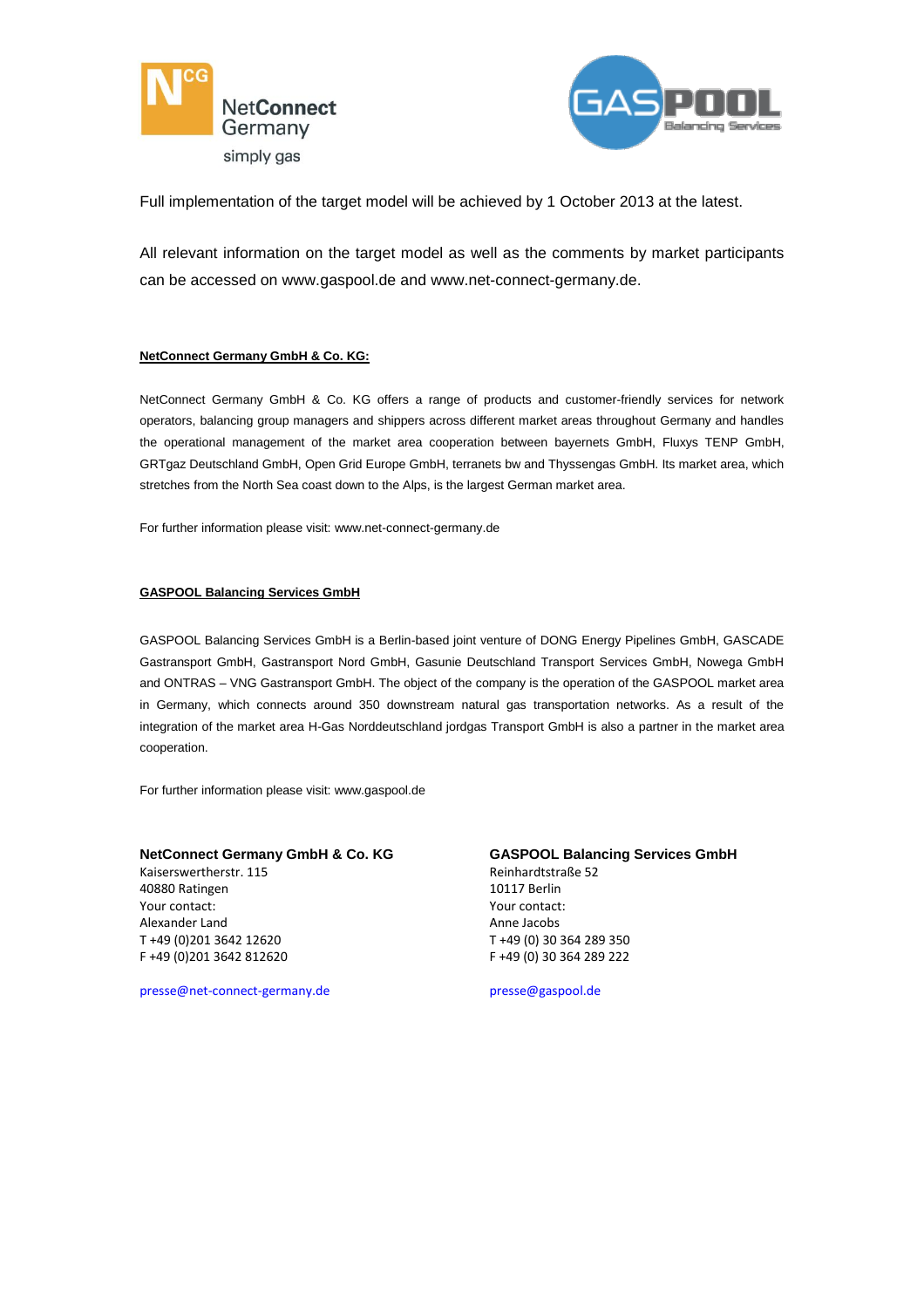Full implementation of the target model will be achieved by 1 October 2013 at the latest.

All relevant information on the target model as well as the comments by market participants can be accessed on www.gaspool.de and www.net-connect-germany.de.

**NetConnect Germany GmbH & Co. KG:**

NetConnect Germany GmbH & Co. KG offers a range of products and customer-friendly services for network operators, balancing group managers and shippers across different market areas throughout Germany and handles the operational management of the market area cooperation between bayernets GmbH, Fluxys TENP GmbH, GRTgaz Deutschland GmbH, Open Grid Europe GmbH, terranets bw and Thyssengas GmbH. Its market area, which stretches from the North Sea coast down to the Alps, is the largest German market area.

For further information please visit: www.net-connect-germany.de

**GASPOOL Balancing Services GmbH**

GASPOOL Balancing Services GmbH is a Berlin-based joint venture of DONG Energy Pipelines GmbH, GASCADE Gastransport GmbH, Gastransport Nord GmbH, Gasunie Deutschland Transport Services GmbH, Nowega GmbH and ONTRAS – VNG Gastransport GmbH. The object of the company is the operation of the GASPOOL market area in Germany, which connects around 350 downstream natural gas transportation networks. As a result of the integration of the market area H-Gas Norddeutschland jordgas Transport GmbH is also a partner in the market area cooperation.

For further information please visit: www.gaspool.de

**NetConnect Germany GmbH & Co. KG**
Kaiserswertherstr. 115
40880 Ratingen
Your contact:
Alexander Land
T +49 (0)201 3642 12620
F +49 (0)201 3642 812620

presse@net-connect-germany.de

**GASPOOL Balancing Services GmbH**
Reinhardtstraße 52
10117 Berlin
Your contact:
Anne Jacobs
T +49 (0) 30 364 289 350
F +49 (0) 30 364 289 222

presse@gaspool.de